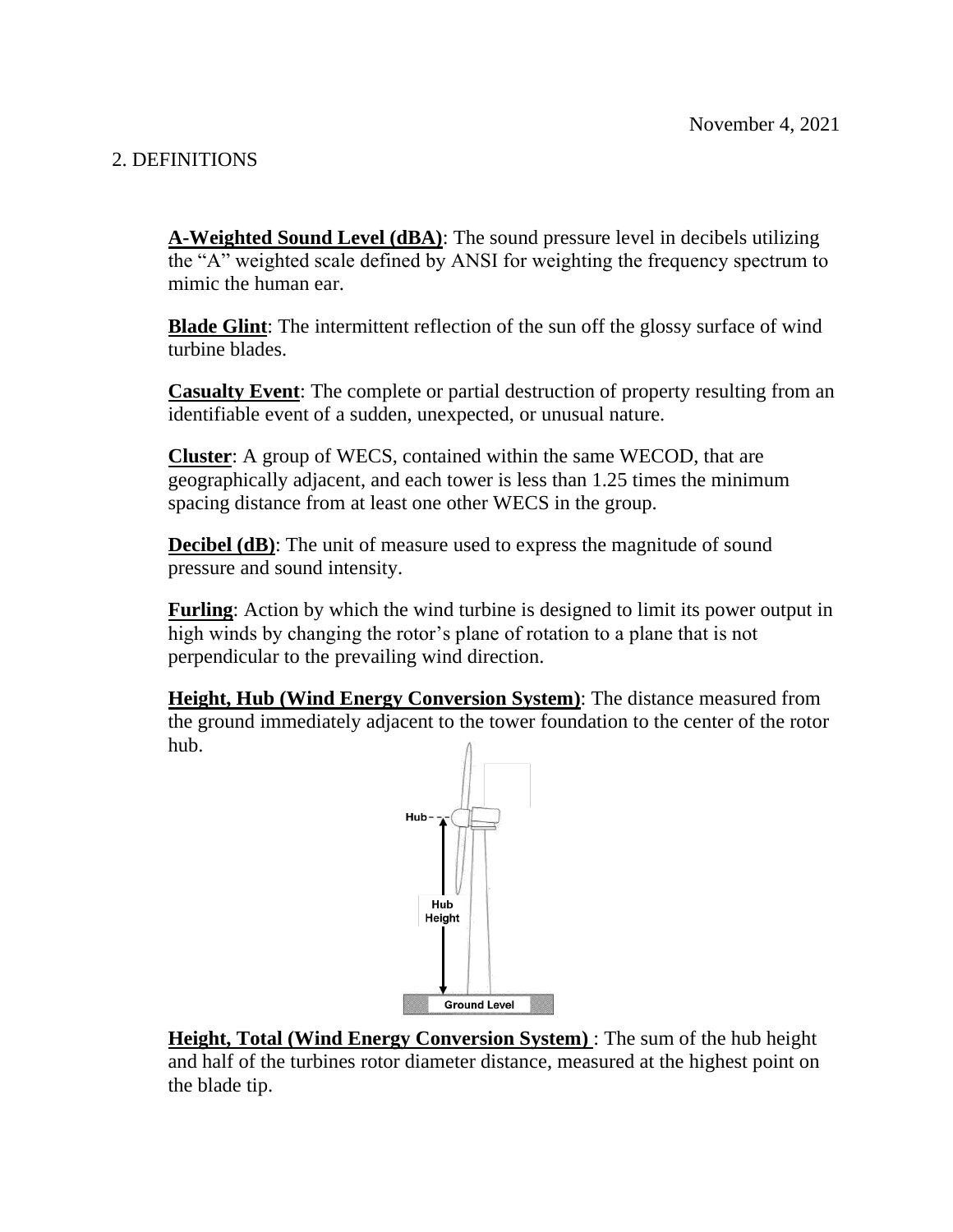November 4, 2021

## 2. DEFINITIONS

**A-Weighted Sound Level (dBA)**: The sound pressure level in decibels utilizing the "A" weighted scale defined by ANSI for weighting the frequency spectrum to mimic the human ear.

**Blade Glint**: The intermittent reflection of the sun off the glossy surface of wind turbine blades.

**Casualty Event**: The complete or partial destruction of property resulting from an identifiable event of a sudden, unexpected, or unusual nature.

**Cluster**: A group of WECS, contained within the same WECOD, that are geographically adjacent, and each tower is less than 1.25 times the minimum spacing distance from at least one other WECS in the group.

**Decibel (dB)**: The unit of measure used to express the magnitude of sound pressure and sound intensity.

**Furling**: Action by which the wind turbine is designed to limit its power output in high winds by changing the rotor's plane of rotation to a plane that is not perpendicular to the prevailing wind direction.

**Height, Hub (Wind Energy Conversion System)**: The distance measured from the ground immediately adjacent to the tower foundation to the center of the rotor hub.

**Height, Total (Wind Energy Conversion System)** : The sum of the hub height and half of the turbines rotor diameter distance, measured at the highest point on the blade tip.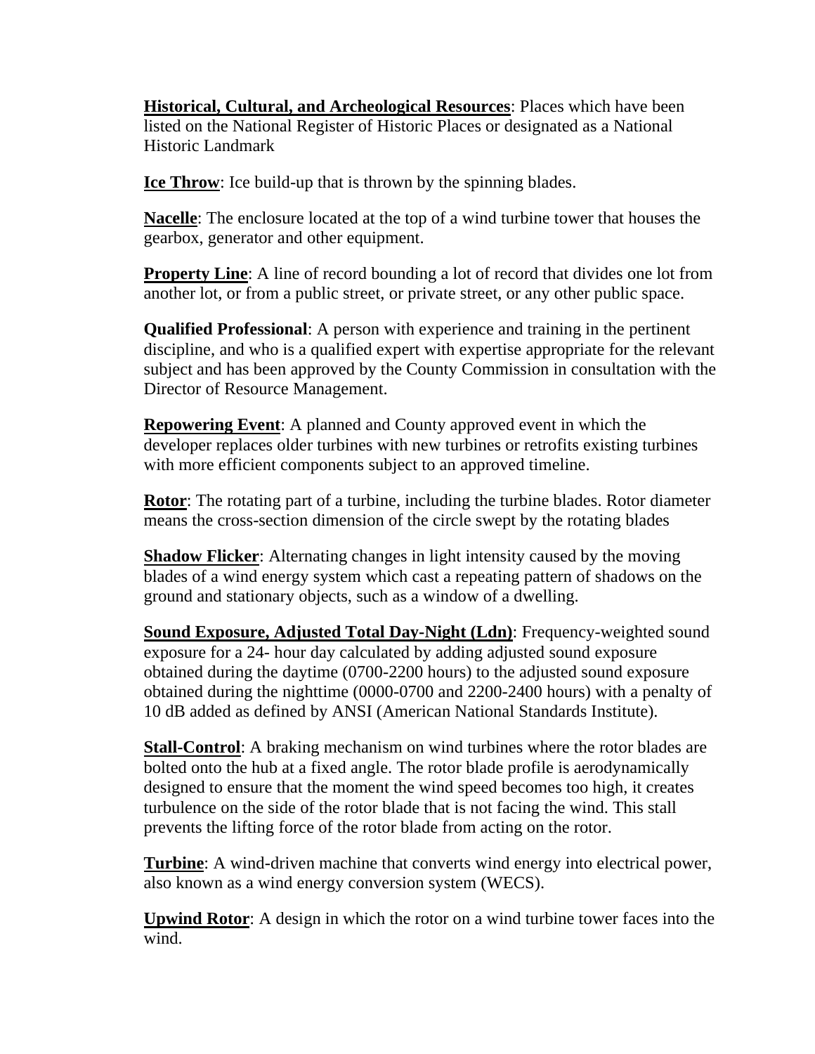**Historical, Cultural, and Archeological Resources**: Places which have been listed on the National Register of Historic Places or designated as a National Historic Landmark

**Ice Throw**: Ice build-up that is thrown by the spinning blades.

**Nacelle**: The enclosure located at the top of a wind turbine tower that houses the gearbox, generator and other equipment.

**Property Line**: A line of record bounding a lot of record that divides one lot from another lot, or from a public street, or private street, or any other public space.

**Qualified Professional**: A person with experience and training in the pertinent discipline, and who is a qualified expert with expertise appropriate for the relevant subject and has been approved by the County Commission in consultation with the Director of Resource Management.

**Repowering Event**: A planned and County approved event in which the developer replaces older turbines with new turbines or retrofits existing turbines with more efficient components subject to an approved timeline.

**Rotor**: The rotating part of a turbine, including the turbine blades. Rotor diameter means the cross-section dimension of the circle swept by the rotating blades

**Shadow Flicker**: Alternating changes in light intensity caused by the moving blades of a wind energy system which cast a repeating pattern of shadows on the ground and stationary objects, such as a window of a dwelling.

**Sound Exposure, Adjusted Total Day-Night (Ldn)**: Frequency-weighted sound exposure for a 24- hour day calculated by adding adjusted sound exposure obtained during the daytime (0700-2200 hours) to the adjusted sound exposure obtained during the nighttime (0000-0700 and 2200-2400 hours) with a penalty of 10 dB added as defined by ANSI (American National Standards Institute).

**Stall-Control**: A braking mechanism on wind turbines where the rotor blades are bolted onto the hub at a fixed angle. The rotor blade profile is aerodynamically designed to ensure that the moment the wind speed becomes too high, it creates turbulence on the side of the rotor blade that is not facing the wind. This stall prevents the lifting force of the rotor blade from acting on the rotor.

**Turbine**: A wind-driven machine that converts wind energy into electrical power, also known as a wind energy conversion system (WECS).

**Upwind Rotor**: A design in which the rotor on a wind turbine tower faces into the wind.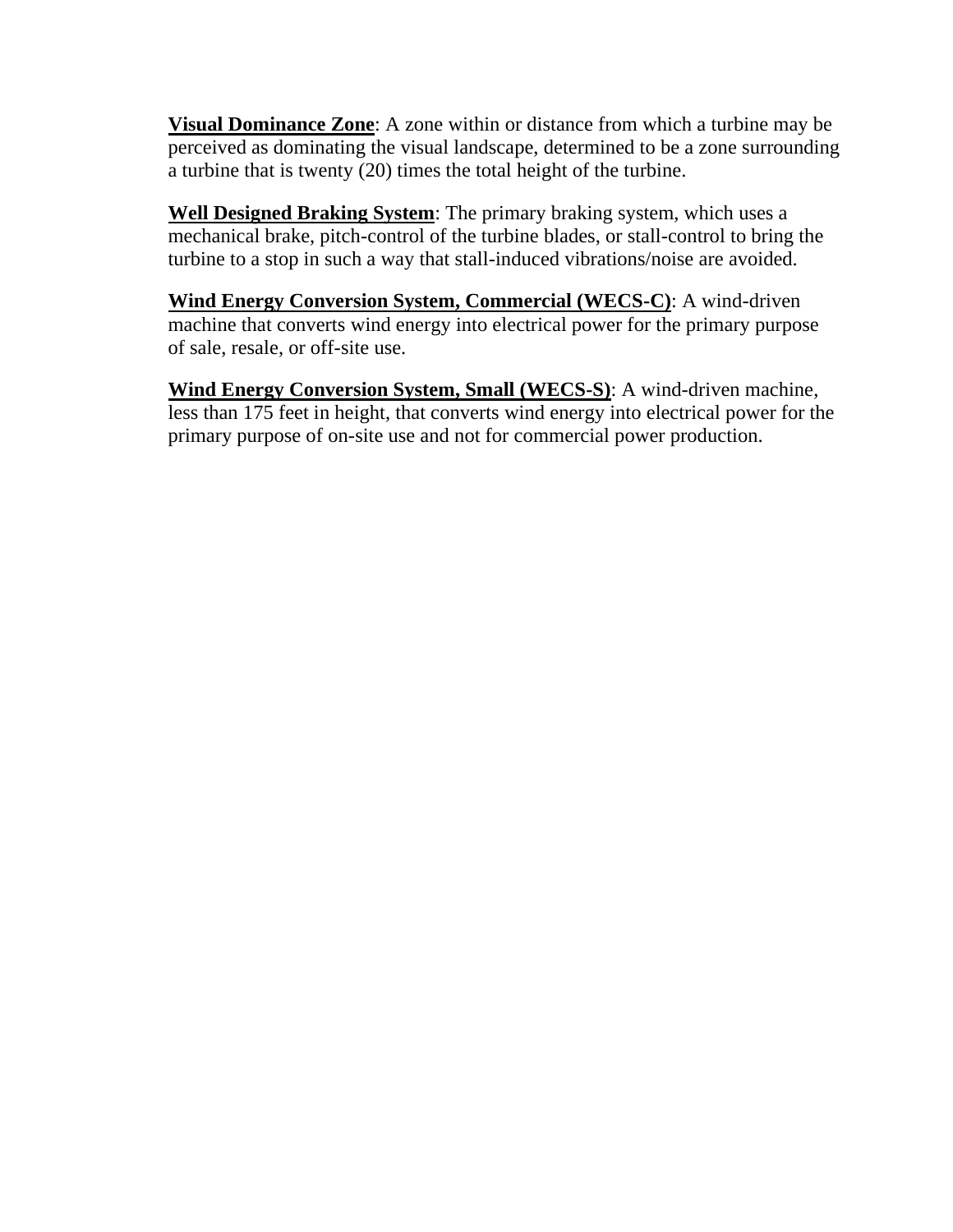**Visual Dominance Zone**: A zone within or distance from which a turbine may be perceived as dominating the visual landscape, determined to be a zone surrounding a turbine that is twenty (20) times the total height of the turbine.

**Well Designed Braking System**: The primary braking system, which uses a mechanical brake, pitch-control of the turbine blades, or stall-control to bring the turbine to a stop in such a way that stall-induced vibrations/noise are avoided.

**Wind Energy Conversion System, Commercial (WECS-C)**: A wind-driven machine that converts wind energy into electrical power for the primary purpose of sale, resale, or off-site use.

**Wind Energy Conversion System, Small (WECS-S)**: A wind-driven machine, less than 175 feet in height, that converts wind energy into electrical power for the primary purpose of on-site use and not for commercial power production.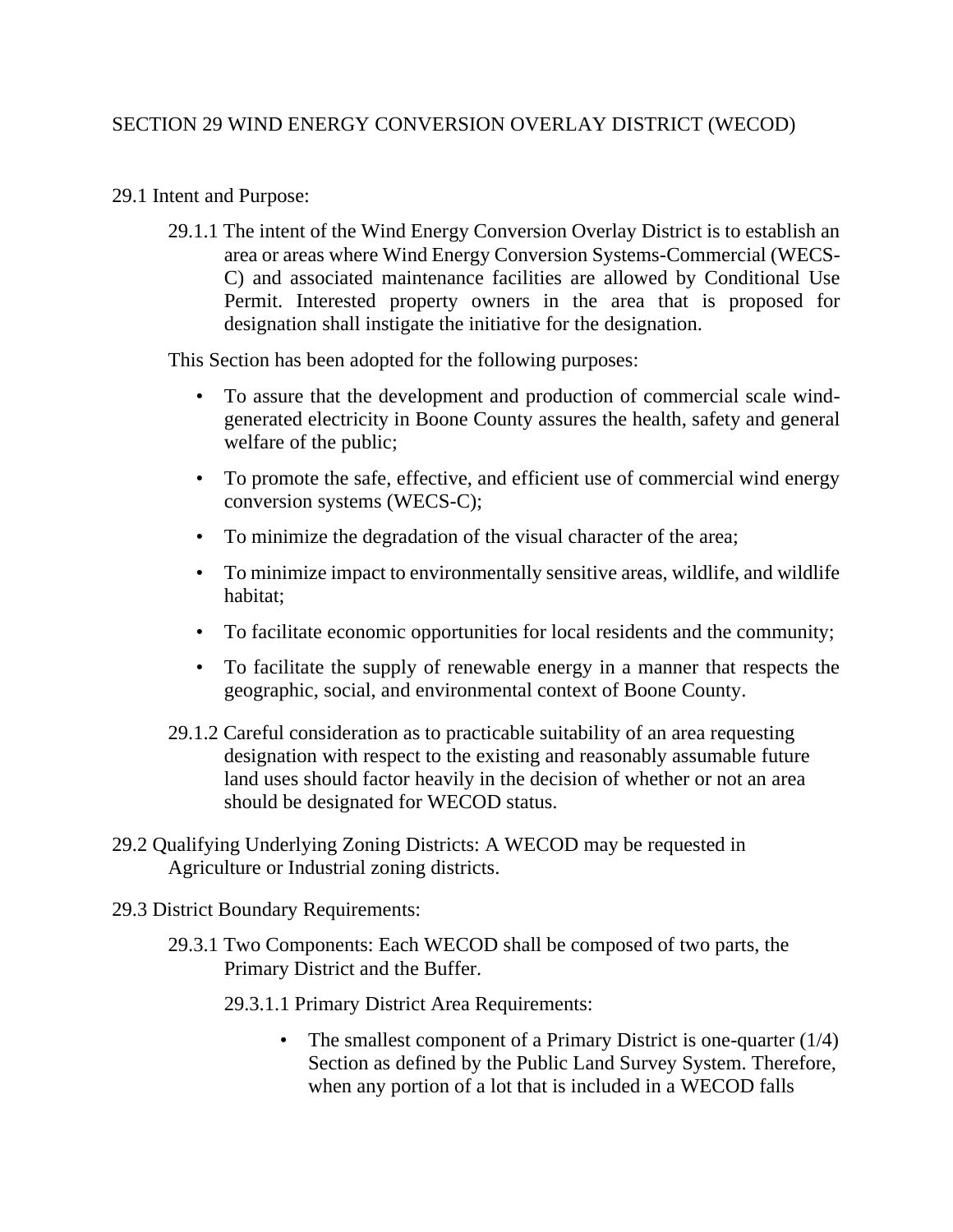# SECTION 29 WIND ENERGY CONVERSION OVERLAY DISTRICT (WECOD)

29.1 Intent and Purpose:

29.1.1 The intent of the Wind Energy Conversion Overlay District is to establish an area or areas where Wind Energy Conversion Systems-Commercial (WECS-C) and associated maintenance facilities are allowed by Conditional Use Permit. Interested property owners in the area that is proposed for designation shall instigate the initiative for the designation.

This Section has been adopted for the following purposes:

- To assure that the development and production of commercial scale wind-generated electricity in Boone County assures the health, safety and general welfare of the public;
- To promote the safe, effective, and efficient use of commercial wind energy conversion systems (WECS-C);
- To minimize the degradation of the visual character of the area;
- To minimize impact to environmentally sensitive areas, wildlife, and wildlife habitat;
- To facilitate economic opportunities for local residents and the community;
- To facilitate the supply of renewable energy in a manner that respects the geographic, social, and environmental context of Boone County.

29.1.2 Careful consideration as to practicable suitability of an area requesting designation with respect to the existing and reasonably assumable future land uses should factor heavily in the decision of whether or not an area should be designated for WECOD status.

29.2 Qualifying Underlying Zoning Districts: A WECOD may be requested in Agriculture or Industrial zoning districts.

29.3 District Boundary Requirements:

29.3.1 Two Components: Each WECOD shall be composed of two parts, the Primary District and the Buffer.

29.3.1.1 Primary District Area Requirements:

- The smallest component of a Primary District is one-quarter (1/4) Section as defined by the Public Land Survey System. Therefore, when any portion of a lot that is included in a WECOD falls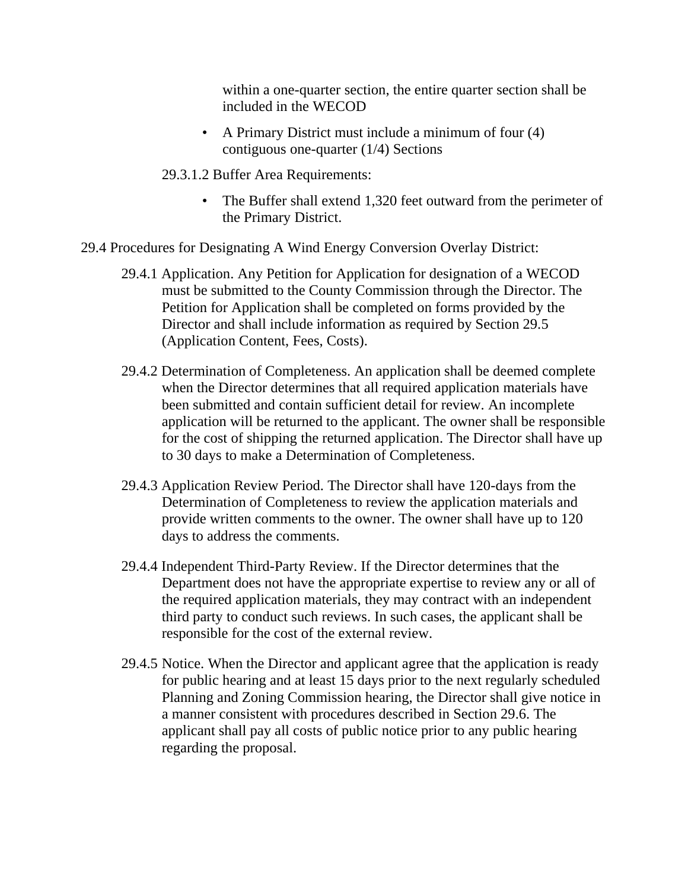within a one-quarter section, the entire quarter section shall be included in the WECOD

- A Primary District must include a minimum of four (4) contiguous one-quarter (1/4) Sections

29.3.1.2 Buffer Area Requirements:

- The Buffer shall extend 1,320 feet outward from the perimeter of the Primary District.

29.4 Procedures for Designating A Wind Energy Conversion Overlay District:

29.4.1 Application. Any Petition for Application for designation of a WECOD must be submitted to the County Commission through the Director. The Petition for Application shall be completed on forms provided by the Director and shall include information as required by Section 29.5 (Application Content, Fees, Costs).

29.4.2 Determination of Completeness. An application shall be deemed complete when the Director determines that all required application materials have been submitted and contain sufficient detail for review. An incomplete application will be returned to the applicant. The owner shall be responsible for the cost of shipping the returned application. The Director shall have up to 30 days to make a Determination of Completeness.

29.4.3 Application Review Period. The Director shall have 120-days from the Determination of Completeness to review the application materials and provide written comments to the owner. The owner shall have up to 120 days to address the comments.

29.4.4 Independent Third-Party Review. If the Director determines that the Department does not have the appropriate expertise to review any or all of the required application materials, they may contract with an independent third party to conduct such reviews. In such cases, the applicant shall be responsible for the cost of the external review.

29.4.5 Notice. When the Director and applicant agree that the application is ready for public hearing and at least 15 days prior to the next regularly scheduled Planning and Zoning Commission hearing, the Director shall give notice in a manner consistent with procedures described in Section 29.6. The applicant shall pay all costs of public notice prior to any public hearing regarding the proposal.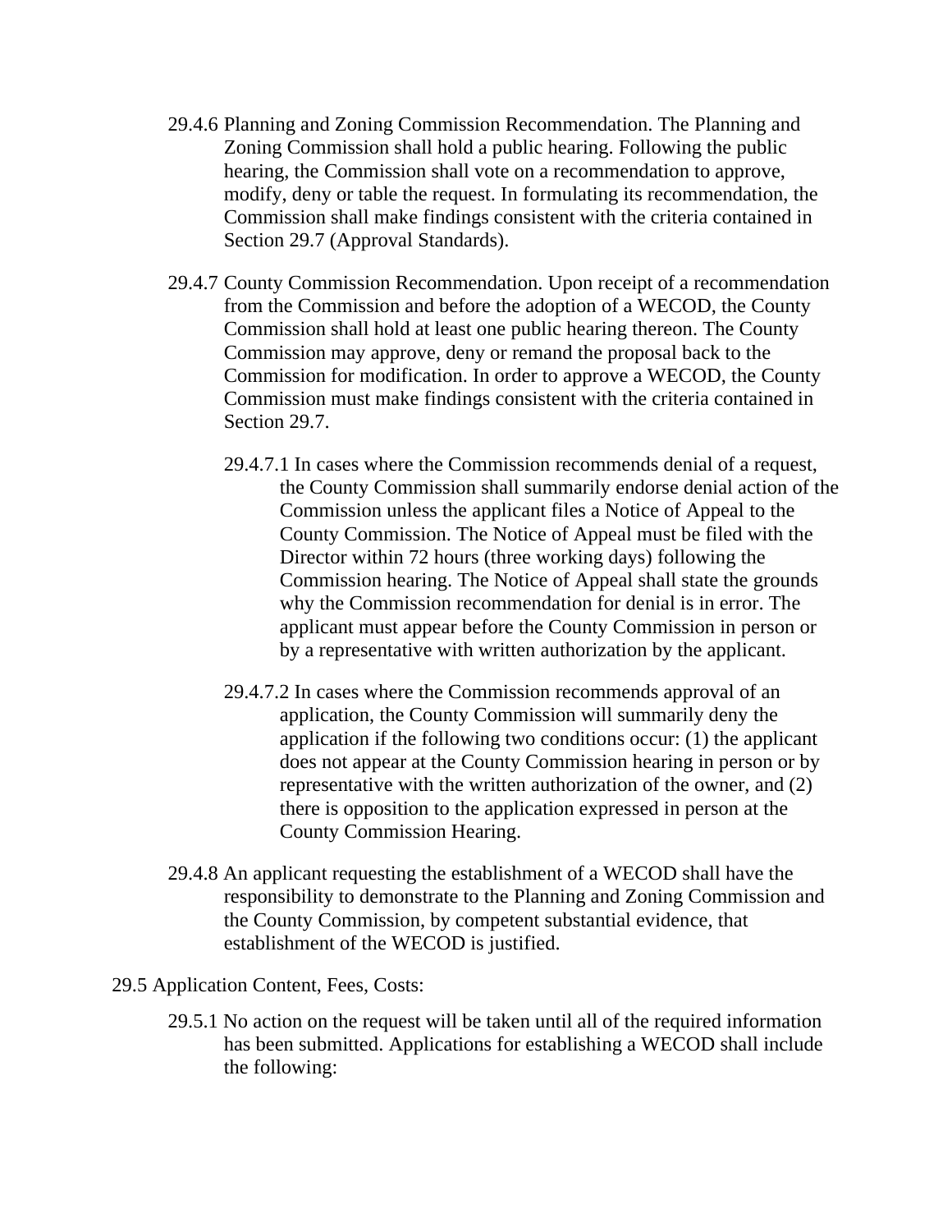29.4.6 Planning and Zoning Commission Recommendation. The Planning and Zoning Commission shall hold a public hearing. Following the public hearing, the Commission shall vote on a recommendation to approve, modify, deny or table the request. In formulating its recommendation, the Commission shall make findings consistent with the criteria contained in Section 29.7 (Approval Standards).

29.4.7 County Commission Recommendation. Upon receipt of a recommendation from the Commission and before the adoption of a WECOD, the County Commission shall hold at least one public hearing thereon. The County Commission may approve, deny or remand the proposal back to the Commission for modification. In order to approve a WECOD, the County Commission must make findings consistent with the criteria contained in Section 29.7.

29.4.7.1 In cases where the Commission recommends denial of a request, the County Commission shall summarily endorse denial action of the Commission unless the applicant files a Notice of Appeal to the County Commission. The Notice of Appeal must be filed with the Director within 72 hours (three working days) following the Commission hearing. The Notice of Appeal shall state the grounds why the Commission recommendation for denial is in error. The applicant must appear before the County Commission in person or by a representative with written authorization by the applicant.

29.4.7.2 In cases where the Commission recommends approval of an application, the County Commission will summarily deny the application if the following two conditions occur: (1) the applicant does not appear at the County Commission hearing in person or by representative with the written authorization of the owner, and (2) there is opposition to the application expressed in person at the County Commission Hearing.

29.4.8 An applicant requesting the establishment of a WECOD shall have the responsibility to demonstrate to the Planning and Zoning Commission and the County Commission, by competent substantial evidence, that establishment of the WECOD is justified.

29.5 Application Content, Fees, Costs:

29.5.1 No action on the request will be taken until all of the required information has been submitted. Applications for establishing a WECOD shall include the following: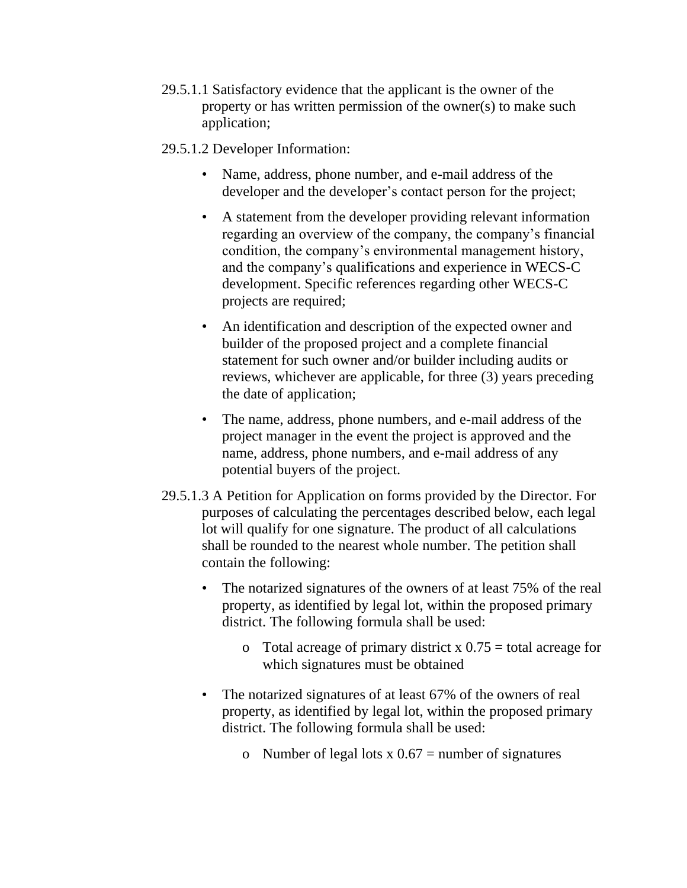29.5.1.1 Satisfactory evidence that the applicant is the owner of the property or has written permission of the owner(s) to make such application;

29.5.1.2 Developer Information:

- Name, address, phone number, and e-mail address of the developer and the developer's contact person for the project;
- A statement from the developer providing relevant information regarding an overview of the company, the company's financial condition, the company's environmental management history, and the company's qualifications and experience in WECS-C development. Specific references regarding other WECS-C projects are required;
- An identification and description of the expected owner and builder of the proposed project and a complete financial statement for such owner and/or builder including audits or reviews, whichever are applicable, for three (3) years preceding the date of application;
- The name, address, phone numbers, and e-mail address of the project manager in the event the project is approved and the name, address, phone numbers, and e-mail address of any potential buyers of the project.

29.5.1.3 A Petition for Application on forms provided by the Director. For purposes of calculating the percentages described below, each legal lot will qualify for one signature. The product of all calculations shall be rounded to the nearest whole number. The petition shall contain the following:

- The notarized signatures of the owners of at least 75% of the real property, as identified by legal lot, within the proposed primary district. The following formula shall be used:
    - Total acreage of primary district x 0.75 = total acreage for which signatures must be obtained
- The notarized signatures of at least 67% of the owners of real property, as identified by legal lot, within the proposed primary district. The following formula shall be used:
    - Number of legal lots x 0.67 = number of signatures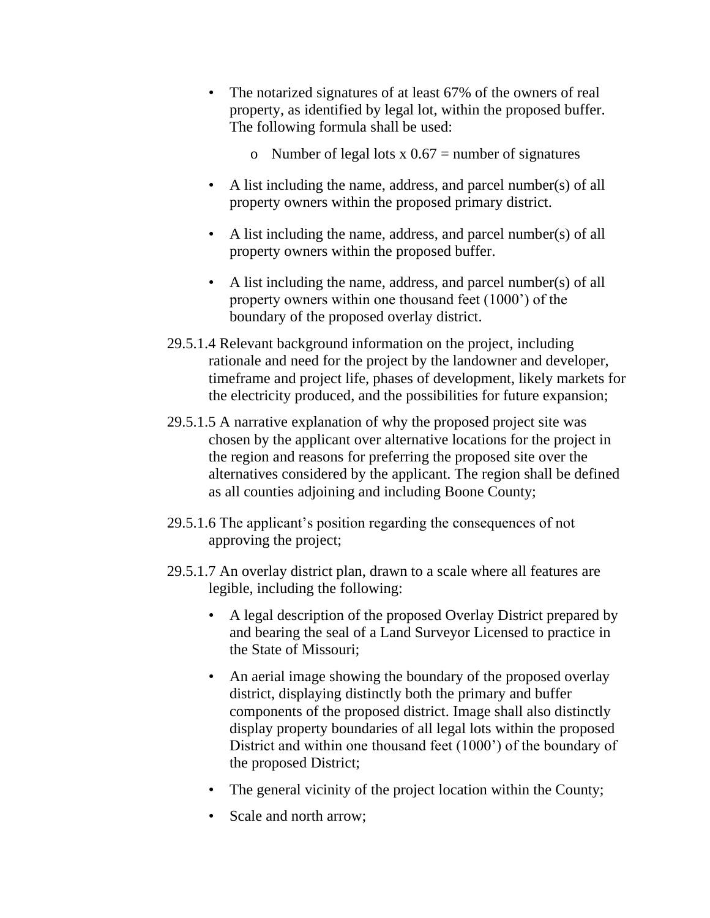- The notarized signatures of at least 67% of the owners of real property, as identified by legal lot, within the proposed buffer. The following formula shall be used:
  - Number of legal lots x 0.67 = number of signatures
- A list including the name, address, and parcel number(s) of all property owners within the proposed primary district.
- A list including the name, address, and parcel number(s) of all property owners within the proposed buffer.
- A list including the name, address, and parcel number(s) of all property owners within one thousand feet (1000') of the boundary of the proposed overlay district.

29.5.1.4 Relevant background information on the project, including rationale and need for the project by the landowner and developer, timeframe and project life, phases of development, likely markets for the electricity produced, and the possibilities for future expansion;

29.5.1.5 A narrative explanation of why the proposed project site was chosen by the applicant over alternative locations for the project in the region and reasons for preferring the proposed site over the alternatives considered by the applicant. The region shall be defined as all counties adjoining and including Boone County;

29.5.1.6 The applicant's position regarding the consequences of not approving the project;

29.5.1.7 An overlay district plan, drawn to a scale where all features are legible, including the following:

- A legal description of the proposed Overlay District prepared by and bearing the seal of a Land Surveyor Licensed to practice in the State of Missouri;
- An aerial image showing the boundary of the proposed overlay district, displaying distinctly both the primary and buffer components of the proposed district. Image shall also distinctly display property boundaries of all legal lots within the proposed District and within one thousand feet (1000') of the boundary of the proposed District;
- The general vicinity of the project location within the County;
- Scale and north arrow;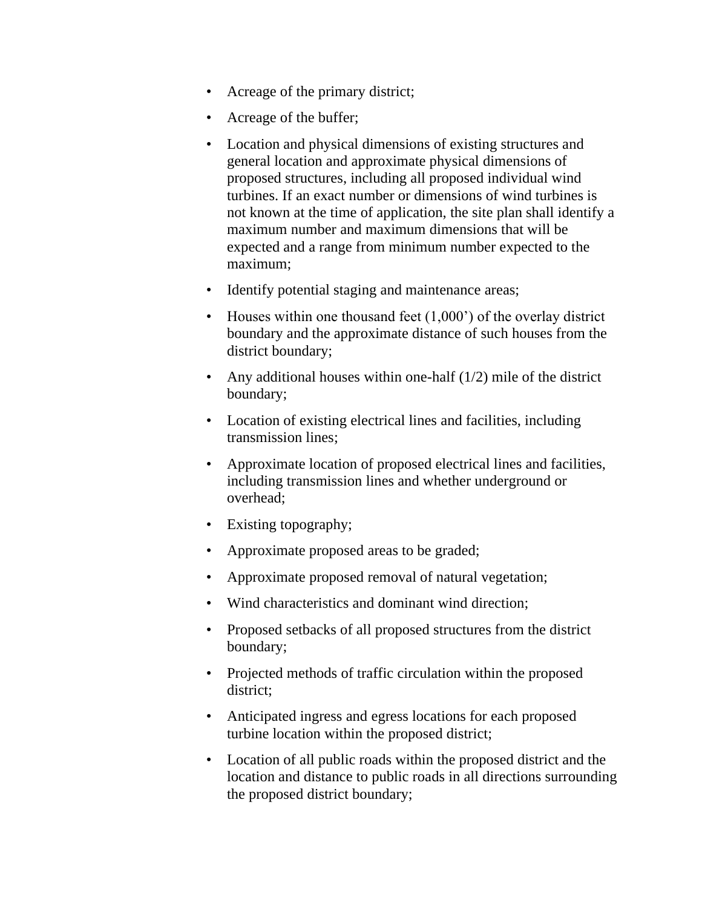- Acreage of the primary district;
- Acreage of the buffer;
- Location and physical dimensions of existing structures and general location and approximate physical dimensions of proposed structures, including all proposed individual wind turbines. If an exact number or dimensions of wind turbines is not known at the time of application, the site plan shall identify a maximum number and maximum dimensions that will be expected and a range from minimum number expected to the maximum;
- Identify potential staging and maintenance areas;
- Houses within one thousand feet (1,000') of the overlay district boundary and the approximate distance of such houses from the district boundary;
- Any additional houses within one-half (1/2) mile of the district boundary;
- Location of existing electrical lines and facilities, including transmission lines;
- Approximate location of proposed electrical lines and facilities, including transmission lines and whether underground or overhead;
- Existing topography;
- Approximate proposed areas to be graded;
- Approximate proposed removal of natural vegetation;
- Wind characteristics and dominant wind direction;
- Proposed setbacks of all proposed structures from the district boundary;
- Projected methods of traffic circulation within the proposed district;
- Anticipated ingress and egress locations for each proposed turbine location within the proposed district;
- Location of all public roads within the proposed district and the location and distance to public roads in all directions surrounding the proposed district boundary;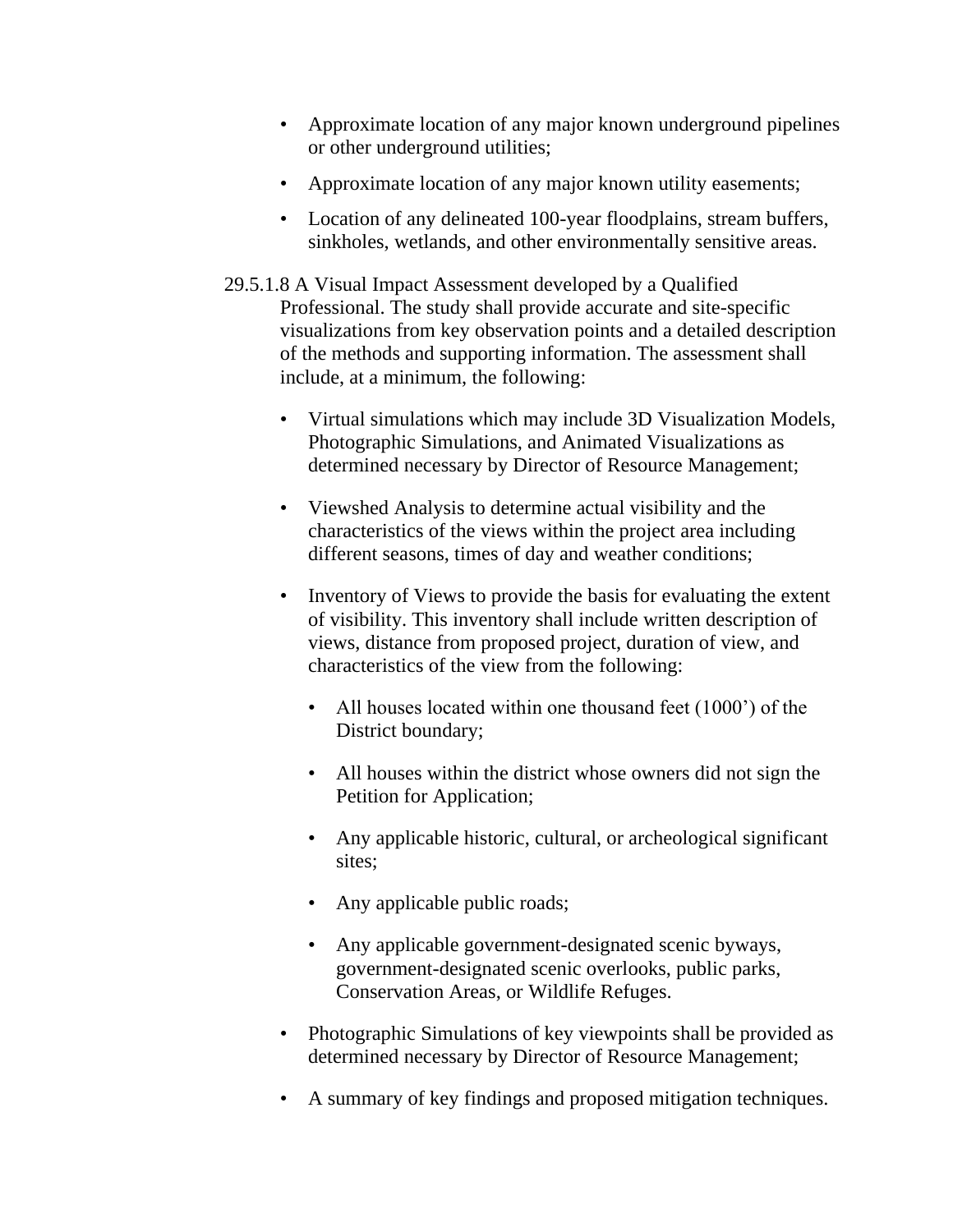- Approximate location of any major known underground pipelines or other underground utilities;
- Approximate location of any major known utility easements;
- Location of any delineated 100-year floodplains, stream buffers, sinkholes, wetlands, and other environmentally sensitive areas.

29.5.1.8 A Visual Impact Assessment developed by a Qualified Professional. The study shall provide accurate and site-specific visualizations from key observation points and a detailed description of the methods and supporting information. The assessment shall include, at a minimum, the following:

- Virtual simulations which may include 3D Visualization Models, Photographic Simulations, and Animated Visualizations as determined necessary by Director of Resource Management;
- Viewshed Analysis to determine actual visibility and the characteristics of the views within the project area including different seasons, times of day and weather conditions;
- Inventory of Views to provide the basis for evaluating the extent of visibility. This inventory shall include written description of views, distance from proposed project, duration of view, and characteristics of the view from the following:
  - All houses located within one thousand feet (1000') of the District boundary;
  - All houses within the district whose owners did not sign the Petition for Application;
  - Any applicable historic, cultural, or archeological significant sites;
  - Any applicable public roads;
  - Any applicable government-designated scenic byways, government-designated scenic overlooks, public parks, Conservation Areas, or Wildlife Refuges.
- Photographic Simulations of key viewpoints shall be provided as determined necessary by Director of Resource Management;
- A summary of key findings and proposed mitigation techniques.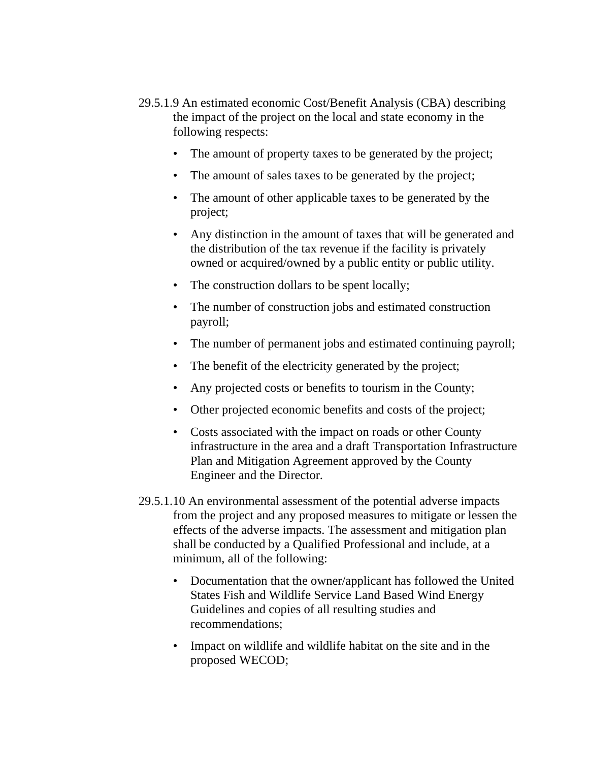29.5.1.9 An estimated economic Cost/Benefit Analysis (CBA) describing the impact of the project on the local and state economy in the following respects:

- The amount of property taxes to be generated by the project;
- The amount of sales taxes to be generated by the project;
- The amount of other applicable taxes to be generated by the project;
- Any distinction in the amount of taxes that will be generated and the distribution of the tax revenue if the facility is privately owned or acquired/owned by a public entity or public utility.
- The construction dollars to be spent locally;
- The number of construction jobs and estimated construction payroll;
- The number of permanent jobs and estimated continuing payroll;
- The benefit of the electricity generated by the project;
- Any projected costs or benefits to tourism in the County;
- Other projected economic benefits and costs of the project;
- Costs associated with the impact on roads or other County infrastructure in the area and a draft Transportation Infrastructure Plan and Mitigation Agreement approved by the County Engineer and the Director.

29.5.1.10 An environmental assessment of the potential adverse impacts from the project and any proposed measures to mitigate or lessen the effects of the adverse impacts. The assessment and mitigation plan shall be conducted by a Qualified Professional and include, at a minimum, all of the following:

- Documentation that the owner/applicant has followed the United States Fish and Wildlife Service Land Based Wind Energy Guidelines and copies of all resulting studies and recommendations;
- Impact on wildlife and wildlife habitat on the site and in the proposed WECOD;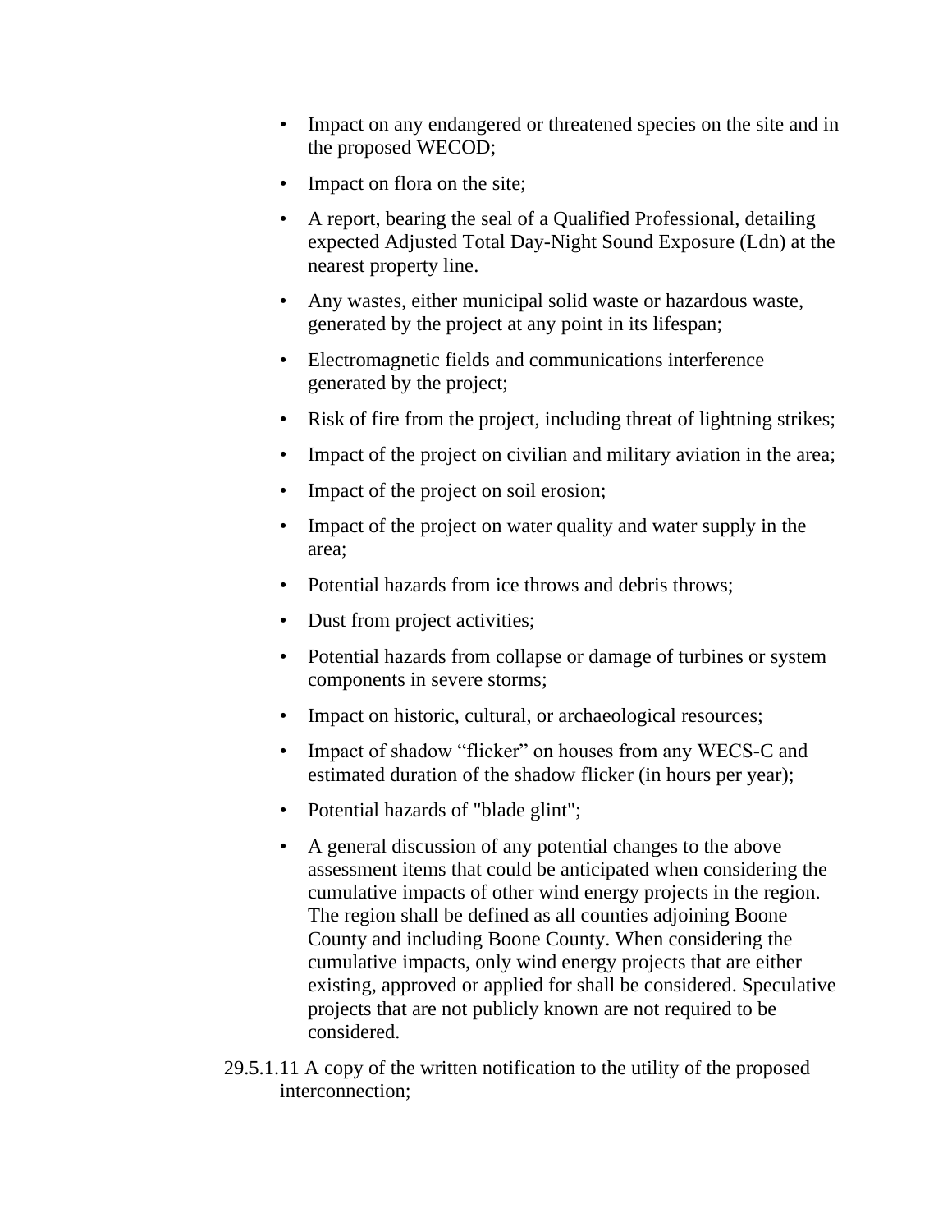- Impact on any endangered or threatened species on the site and in the proposed WECOD;
- Impact on flora on the site;
- A report, bearing the seal of a Qualified Professional, detailing expected Adjusted Total Day-Night Sound Exposure (Ldn) at the nearest property line.
- Any wastes, either municipal solid waste or hazardous waste, generated by the project at any point in its lifespan;
- Electromagnetic fields and communications interference generated by the project;
- Risk of fire from the project, including threat of lightning strikes;
- Impact of the project on civilian and military aviation in the area;
- Impact of the project on soil erosion;
- Impact of the project on water quality and water supply in the area;
- Potential hazards from ice throws and debris throws;
- Dust from project activities;
- Potential hazards from collapse or damage of turbines or system components in severe storms;
- Impact on historic, cultural, or archaeological resources;
- Impact of shadow "flicker" on houses from any WECS-C and estimated duration of the shadow flicker (in hours per year);
- Potential hazards of "blade glint";
- A general discussion of any potential changes to the above assessment items that could be anticipated when considering the cumulative impacts of other wind energy projects in the region. The region shall be defined as all counties adjoining Boone County and including Boone County. When considering the cumulative impacts, only wind energy projects that are either existing, approved or applied for shall be considered. Speculative projects that are not publicly known are not required to be considered.

29.5.1.11 A copy of the written notification to the utility of the proposed interconnection;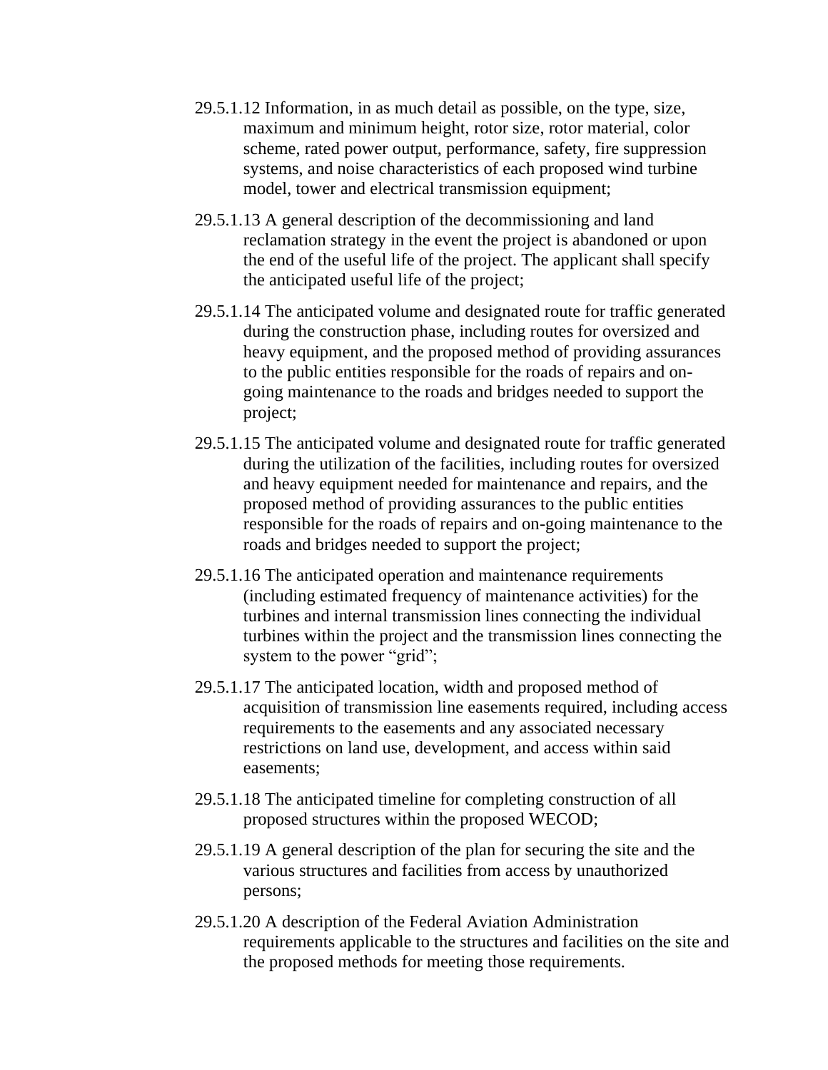29.5.1.12 Information, in as much detail as possible, on the type, size, maximum and minimum height, rotor size, rotor material, color scheme, rated power output, performance, safety, fire suppression systems, and noise characteristics of each proposed wind turbine model, tower and electrical transmission equipment;

29.5.1.13 A general description of the decommissioning and land reclamation strategy in the event the project is abandoned or upon the end of the useful life of the project. The applicant shall specify the anticipated useful life of the project;

29.5.1.14 The anticipated volume and designated route for traffic generated during the construction phase, including routes for oversized and heavy equipment, and the proposed method of providing assurances to the public entities responsible for the roads of repairs and on-going maintenance to the roads and bridges needed to support the project;

29.5.1.15 The anticipated volume and designated route for traffic generated during the utilization of the facilities, including routes for oversized and heavy equipment needed for maintenance and repairs, and the proposed method of providing assurances to the public entities responsible for the roads of repairs and on-going maintenance to the roads and bridges needed to support the project;

29.5.1.16 The anticipated operation and maintenance requirements (including estimated frequency of maintenance activities) for the turbines and internal transmission lines connecting the individual turbines within the project and the transmission lines connecting the system to the power "grid";

29.5.1.17 The anticipated location, width and proposed method of acquisition of transmission line easements required, including access requirements to the easements and any associated necessary restrictions on land use, development, and access within said easements;

29.5.1.18 The anticipated timeline for completing construction of all proposed structures within the proposed WECOD;

29.5.1.19 A general description of the plan for securing the site and the various structures and facilities from access by unauthorized persons;

29.5.1.20 A description of the Federal Aviation Administration requirements applicable to the structures and facilities on the site and the proposed methods for meeting those requirements.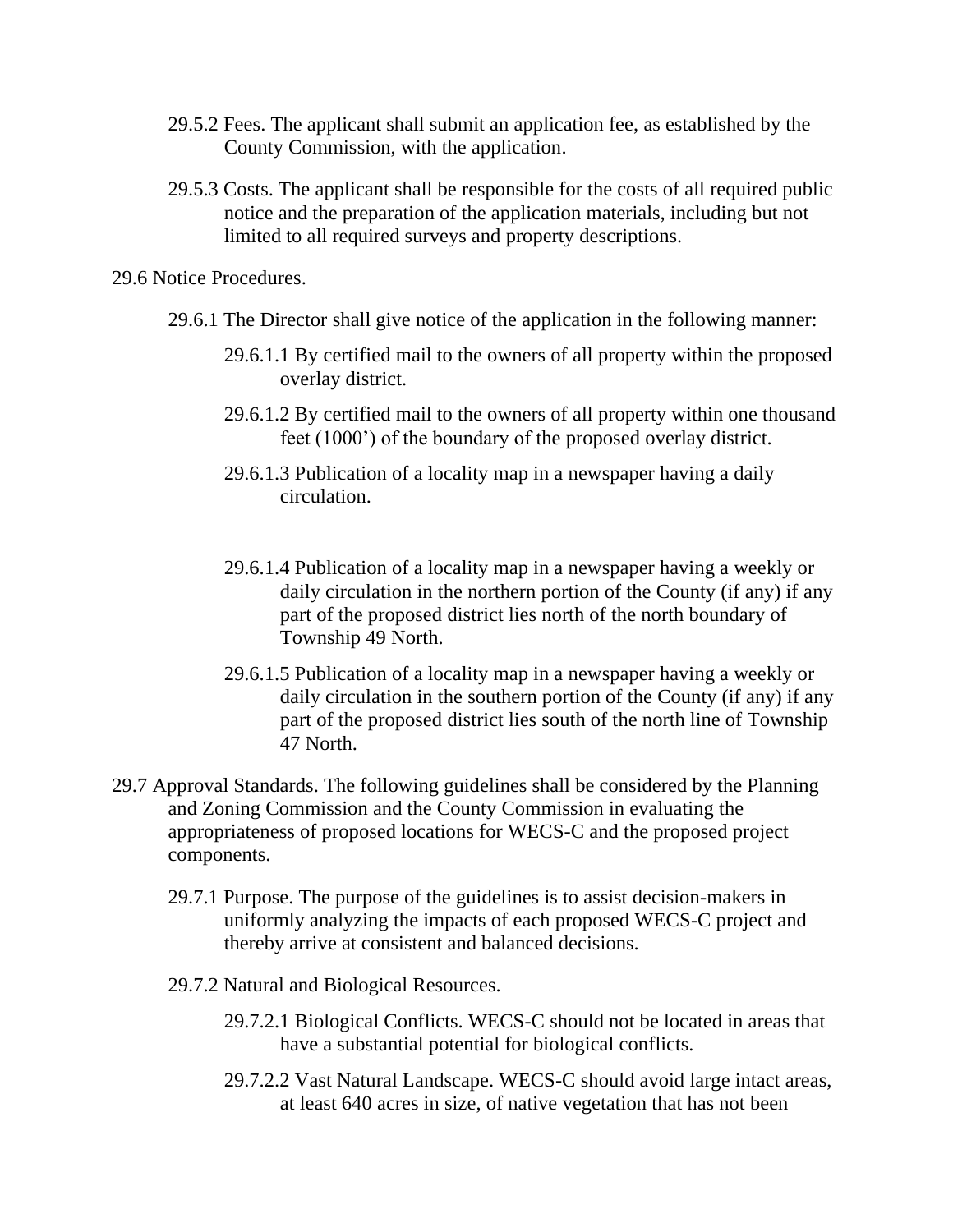29.5.2 Fees. The applicant shall submit an application fee, as established by the County Commission, with the application.

29.5.3 Costs. The applicant shall be responsible for the costs of all required public notice and the preparation of the application materials, including but not limited to all required surveys and property descriptions.

29.6 Notice Procedures.

29.6.1 The Director shall give notice of the application in the following manner:

29.6.1.1 By certified mail to the owners of all property within the proposed overlay district.

29.6.1.2 By certified mail to the owners of all property within one thousand feet (1000') of the boundary of the proposed overlay district.

29.6.1.3 Publication of a locality map in a newspaper having a daily circulation.

29.6.1.4 Publication of a locality map in a newspaper having a weekly or daily circulation in the northern portion of the County (if any) if any part of the proposed district lies north of the north boundary of Township 49 North.

29.6.1.5 Publication of a locality map in a newspaper having a weekly or daily circulation in the southern portion of the County (if any) if any part of the proposed district lies south of the north line of Township 47 North.

29.7 Approval Standards. The following guidelines shall be considered by the Planning and Zoning Commission and the County Commission in evaluating the appropriateness of proposed locations for WECS-C and the proposed project components.

29.7.1 Purpose. The purpose of the guidelines is to assist decision-makers in uniformly analyzing the impacts of each proposed WECS-C project and thereby arrive at consistent and balanced decisions.

29.7.2 Natural and Biological Resources.

29.7.2.1 Biological Conflicts. WECS-C should not be located in areas that have a substantial potential for biological conflicts.

29.7.2.2 Vast Natural Landscape. WECS-C should avoid large intact areas, at least 640 acres in size, of native vegetation that has not been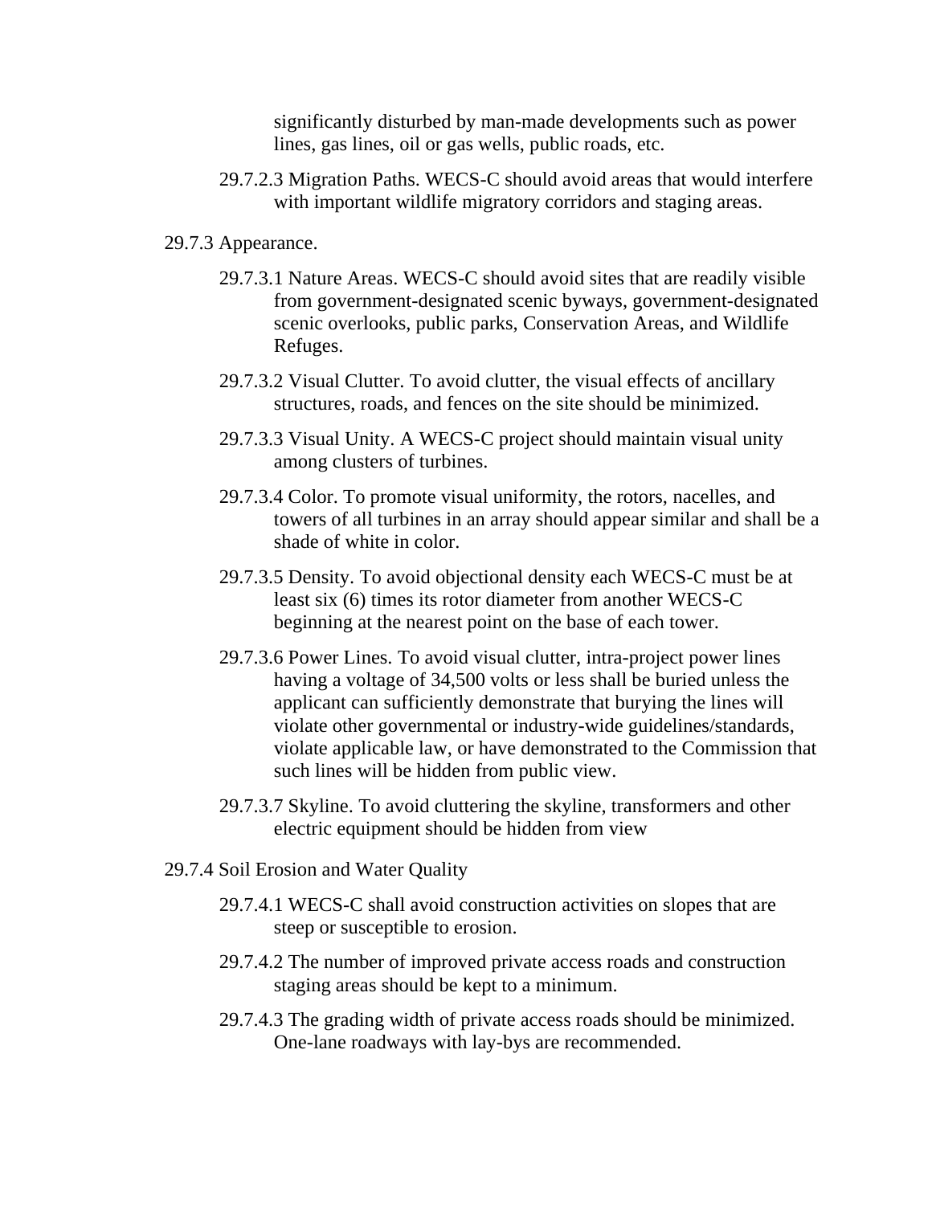significantly disturbed by man-made developments such as power lines, gas lines, oil or gas wells, public roads, etc.

29.7.2.3 Migration Paths. WECS-C should avoid areas that would interfere with important wildlife migratory corridors and staging areas.

29.7.3 Appearance.

29.7.3.1 Nature Areas. WECS-C should avoid sites that are readily visible from government-designated scenic byways, government-designated scenic overlooks, public parks, Conservation Areas, and Wildlife Refuges.

29.7.3.2 Visual Clutter. To avoid clutter, the visual effects of ancillary structures, roads, and fences on the site should be minimized.

29.7.3.3 Visual Unity. A WECS-C project should maintain visual unity among clusters of turbines.

29.7.3.4 Color. To promote visual uniformity, the rotors, nacelles, and towers of all turbines in an array should appear similar and shall be a shade of white in color.

29.7.3.5 Density. To avoid objectional density each WECS-C must be at least six (6) times its rotor diameter from another WECS-C beginning at the nearest point on the base of each tower.

29.7.3.6 Power Lines. To avoid visual clutter, intra-project power lines having a voltage of 34,500 volts or less shall be buried unless the applicant can sufficiently demonstrate that burying the lines will violate other governmental or industry-wide guidelines/standards, violate applicable law, or have demonstrated to the Commission that such lines will be hidden from public view.

29.7.3.7 Skyline. To avoid cluttering the skyline, transformers and other electric equipment should be hidden from view

29.7.4 Soil Erosion and Water Quality

29.7.4.1 WECS-C shall avoid construction activities on slopes that are steep or susceptible to erosion.

29.7.4.2 The number of improved private access roads and construction staging areas should be kept to a minimum.

29.7.4.3 The grading width of private access roads should be minimized. One-lane roadways with lay-bys are recommended.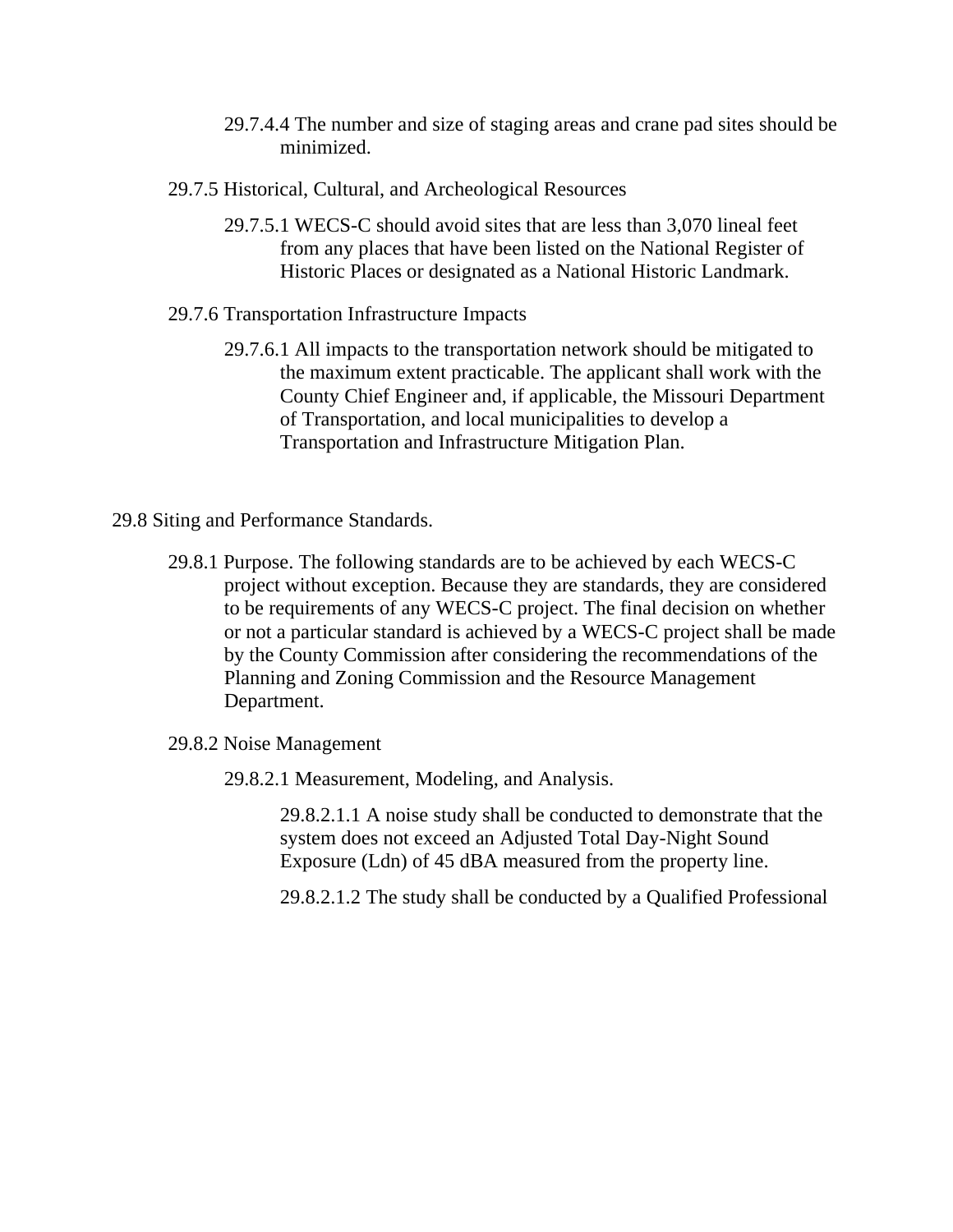29.7.4.4 The number and size of staging areas and crane pad sites should be minimized.

29.7.5 Historical, Cultural, and Archeological Resources

29.7.5.1 WECS-C should avoid sites that are less than 3,070 lineal feet from any places that have been listed on the National Register of Historic Places or designated as a National Historic Landmark.

29.7.6 Transportation Infrastructure Impacts

29.7.6.1 All impacts to the transportation network should be mitigated to the maximum extent practicable. The applicant shall work with the County Chief Engineer and, if applicable, the Missouri Department of Transportation, and local municipalities to develop a Transportation and Infrastructure Mitigation Plan.

29.8 Siting and Performance Standards.

29.8.1 Purpose. The following standards are to be achieved by each WECS-C project without exception. Because they are standards, they are considered to be requirements of any WECS-C project. The final decision on whether or not a particular standard is achieved by a WECS-C project shall be made by the County Commission after considering the recommendations of the Planning and Zoning Commission and the Resource Management Department.

29.8.2 Noise Management

29.8.2.1 Measurement, Modeling, and Analysis.

29.8.2.1.1 A noise study shall be conducted to demonstrate that the system does not exceed an Adjusted Total Day-Night Sound Exposure (Ldn) of 45 dBA measured from the property line.

29.8.2.1.2 The study shall be conducted by a Qualified Professional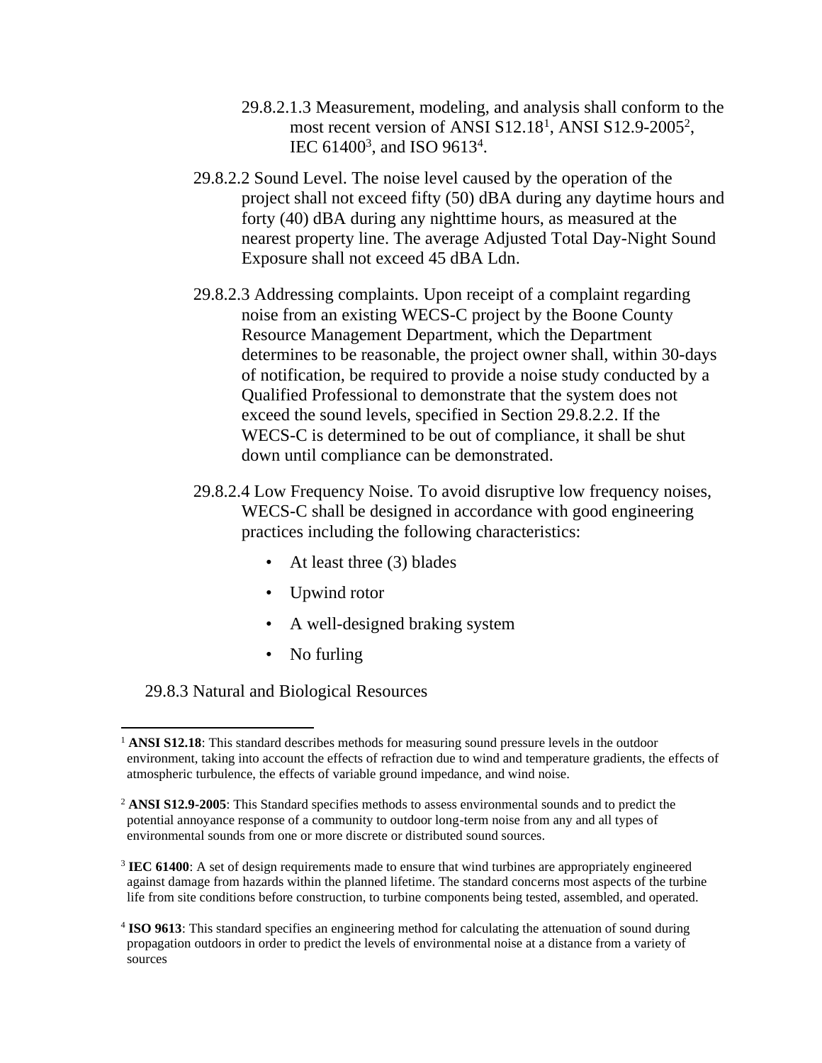29.8.2.1.3 Measurement, modeling, and analysis shall conform to the most recent version of ANSI S12.18[1], ANSI S12.9-2005[2], IEC 61400[3], and ISO 9613[4].

29.8.2.2 Sound Level. The noise level caused by the operation of the project shall not exceed fifty (50) dBA during any daytime hours and forty (40) dBA during any nighttime hours, as measured at the nearest property line. The average Adjusted Total Day-Night Sound Exposure shall not exceed 45 dBA Ldn.

29.8.2.3 Addressing complaints. Upon receipt of a complaint regarding noise from an existing WECS-C project by the Boone County Resource Management Department, which the Department determines to be reasonable, the project owner shall, within 30-days of notification, be required to provide a noise study conducted by a Qualified Professional to demonstrate that the system does not exceed the sound levels, specified in Section 29.8.2.2. If the WECS-C is determined to be out of compliance, it shall be shut down until compliance can be demonstrated.

29.8.2.4 Low Frequency Noise. To avoid disruptive low frequency noises, WECS-C shall be designed in accordance with good engineering practices including the following characteristics:

- At least three (3) blades
- Upwind rotor
- A well-designed braking system
- No furling

29.8.3 Natural and Biological Resources

---

[1] **ANSI S12.18**: This standard describes methods for measuring sound pressure levels in the outdoor environment, taking into account the effects of refraction due to wind and temperature gradients, the effects of atmospheric turbulence, the effects of variable ground impedance, and wind noise.

[2] **ANSI S12.9-2005**: This Standard specifies methods to assess environmental sounds and to predict the potential annoyance response of a community to outdoor long-term noise from any and all types of environmental sounds from one or more discrete or distributed sound sources.

[3] **IEC 61400**: A set of design requirements made to ensure that wind turbines are appropriately engineered against damage from hazards within the planned lifetime. The standard concerns most aspects of the turbine life from site conditions before construction, to turbine components being tested, assembled, and operated.

[4] **ISO 9613**: This standard specifies an engineering method for calculating the attenuation of sound during propagation outdoors in order to predict the levels of environmental noise at a distance from a variety of sources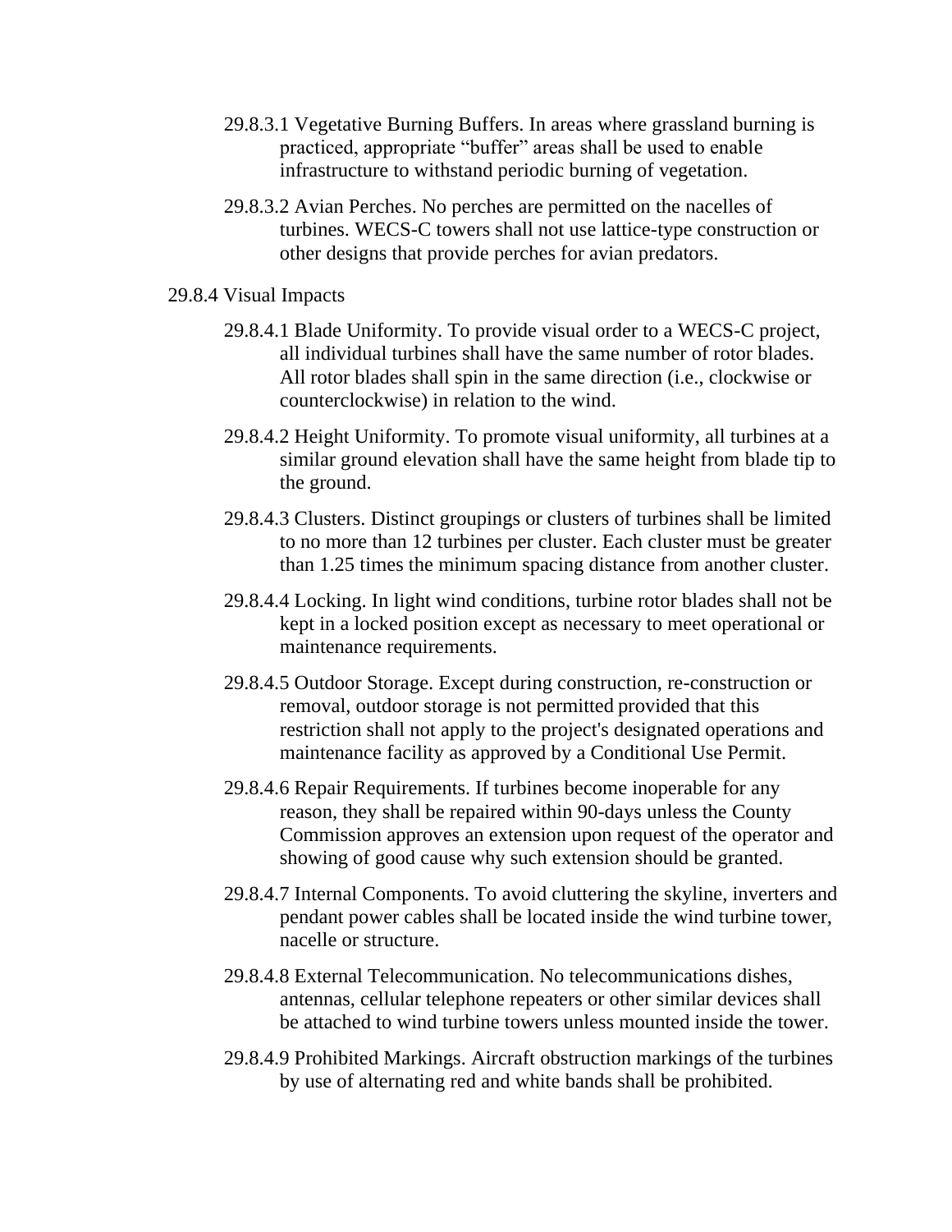29.8.3.1 Vegetative Burning Buffers. In areas where grassland burning is practiced, appropriate “buffer” areas shall be used to enable infrastructure to withstand periodic burning of vegetation.

29.8.3.2 Avian Perches. No perches are permitted on the nacelles of turbines. WECS-C towers shall not use lattice-type construction or other designs that provide perches for avian predators.

29.8.4 Visual Impacts

29.8.4.1 Blade Uniformity. To provide visual order to a WECS-C project, all individual turbines shall have the same number of rotor blades. All rotor blades shall spin in the same direction (i.e., clockwise or counterclockwise) in relation to the wind.

29.8.4.2 Height Uniformity. To promote visual uniformity, all turbines at a similar ground elevation shall have the same height from blade tip to the ground.

29.8.4.3 Clusters. Distinct groupings or clusters of turbines shall be limited to no more than 12 turbines per cluster. Each cluster must be greater than 1.25 times the minimum spacing distance from another cluster.

29.8.4.4 Locking. In light wind conditions, turbine rotor blades shall not be kept in a locked position except as necessary to meet operational or maintenance requirements.

29.8.4.5 Outdoor Storage. Except during construction, re-construction or removal, outdoor storage is not permitted provided that this restriction shall not apply to the project's designated operations and maintenance facility as approved by a Conditional Use Permit.

29.8.4.6 Repair Requirements. If turbines become inoperable for any reason, they shall be repaired within 90-days unless the County Commission approves an extension upon request of the operator and showing of good cause why such extension should be granted.

29.8.4.7 Internal Components. To avoid cluttering the skyline, inverters and pendant power cables shall be located inside the wind turbine tower, nacelle or structure.

29.8.4.8 External Telecommunication. No telecommunications dishes, antennas, cellular telephone repeaters or other similar devices shall be attached to wind turbine towers unless mounted inside the tower.

29.8.4.9 Prohibited Markings. Aircraft obstruction markings of the turbines by use of alternating red and white bands shall be prohibited.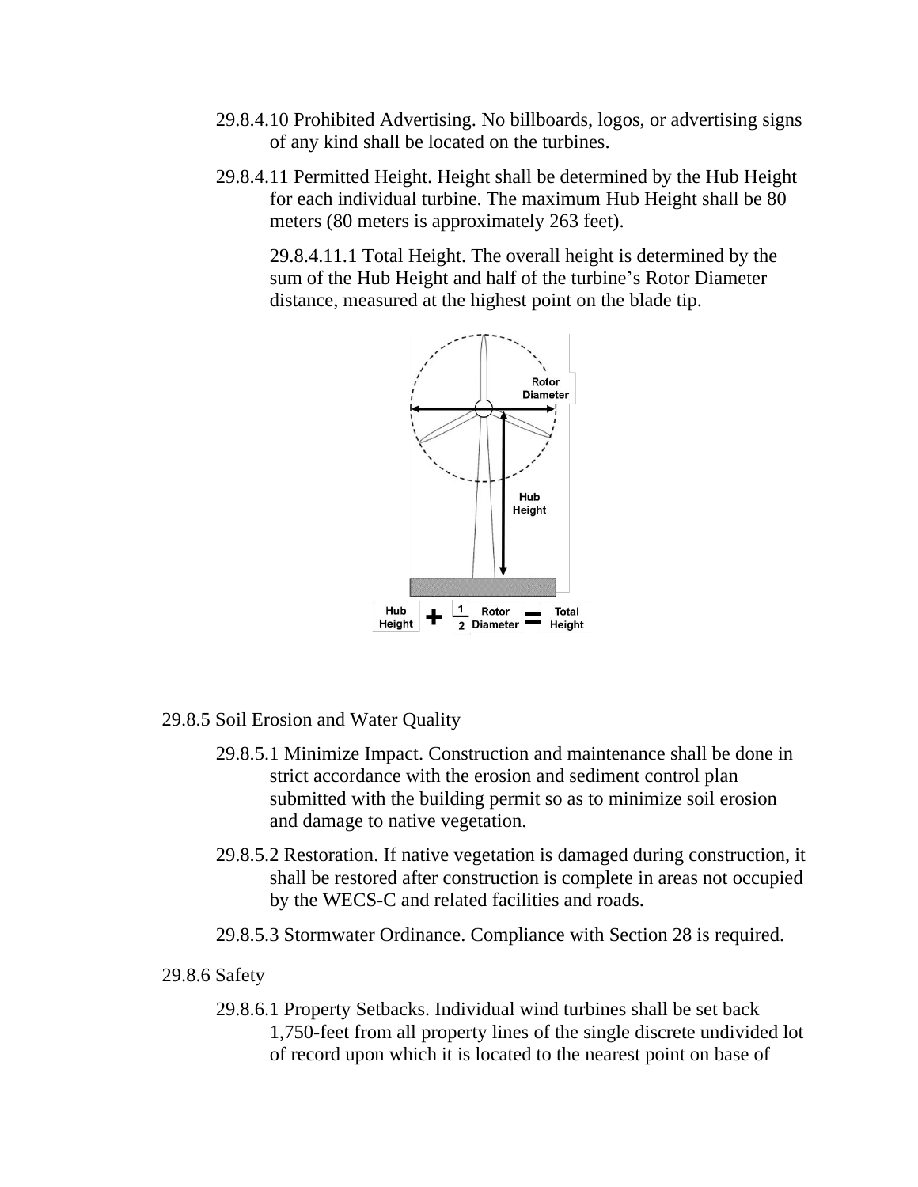29.8.4.10 Prohibited Advertising. No billboards, logos, or advertising signs of any kind shall be located on the turbines.

29.8.4.11 Permitted Height. Height shall be determined by the Hub Height for each individual turbine. The maximum Hub Height shall be 80 meters (80 meters is approximately 263 feet).

29.8.4.11.1 Total Height. The overall height is determined by the sum of the Hub Height and half of the turbine's Rotor Diameter distance, measured at the highest point on the blade tip.

29.8.5 Soil Erosion and Water Quality

29.8.5.1 Minimize Impact. Construction and maintenance shall be done in strict accordance with the erosion and sediment control plan submitted with the building permit so as to minimize soil erosion and damage to native vegetation.

29.8.5.2 Restoration. If native vegetation is damaged during construction, it shall be restored after construction is complete in areas not occupied by the WECS-C and related facilities and roads.

29.8.5.3 Stormwater Ordinance. Compliance with Section 28 is required.

29.8.6 Safety

29.8.6.1 Property Setbacks. Individual wind turbines shall be set back 1,750-feet from all property lines of the single discrete undivided lot of record upon which it is located to the nearest point on base of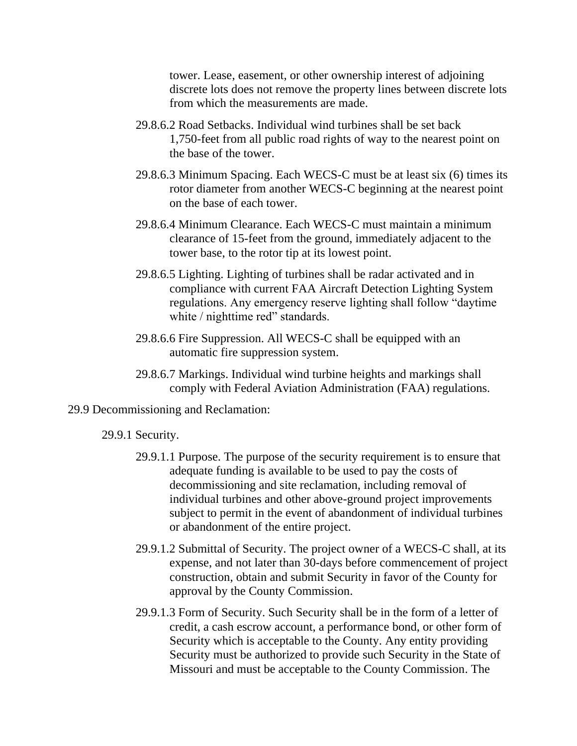tower. Lease, easement, or other ownership interest of adjoining discrete lots does not remove the property lines between discrete lots from which the measurements are made.

29.8.6.2 Road Setbacks. Individual wind turbines shall be set back 1,750-feet from all public road rights of way to the nearest point on the base of the tower.

29.8.6.3 Minimum Spacing. Each WECS-C must be at least six (6) times its rotor diameter from another WECS-C beginning at the nearest point on the base of each tower.

29.8.6.4 Minimum Clearance. Each WECS-C must maintain a minimum clearance of 15-feet from the ground, immediately adjacent to the tower base, to the rotor tip at its lowest point.

29.8.6.5 Lighting. Lighting of turbines shall be radar activated and in compliance with current FAA Aircraft Detection Lighting System regulations. Any emergency reserve lighting shall follow "daytime white / nighttime red" standards.

29.8.6.6 Fire Suppression. All WECS-C shall be equipped with an automatic fire suppression system.

29.8.6.7 Markings. Individual wind turbine heights and markings shall comply with Federal Aviation Administration (FAA) regulations.

29.9 Decommissioning and Reclamation:

29.9.1 Security.

29.9.1.1 Purpose. The purpose of the security requirement is to ensure that adequate funding is available to be used to pay the costs of decommissioning and site reclamation, including removal of individual turbines and other above-ground project improvements subject to permit in the event of abandonment of individual turbines or abandonment of the entire project.

29.9.1.2 Submittal of Security. The project owner of a WECS-C shall, at its expense, and not later than 30-days before commencement of project construction, obtain and submit Security in favor of the County for approval by the County Commission.

29.9.1.3 Form of Security. Such Security shall be in the form of a letter of credit, a cash escrow account, a performance bond, or other form of Security which is acceptable to the County. Any entity providing Security must be authorized to provide such Security in the State of Missouri and must be acceptable to the County Commission. The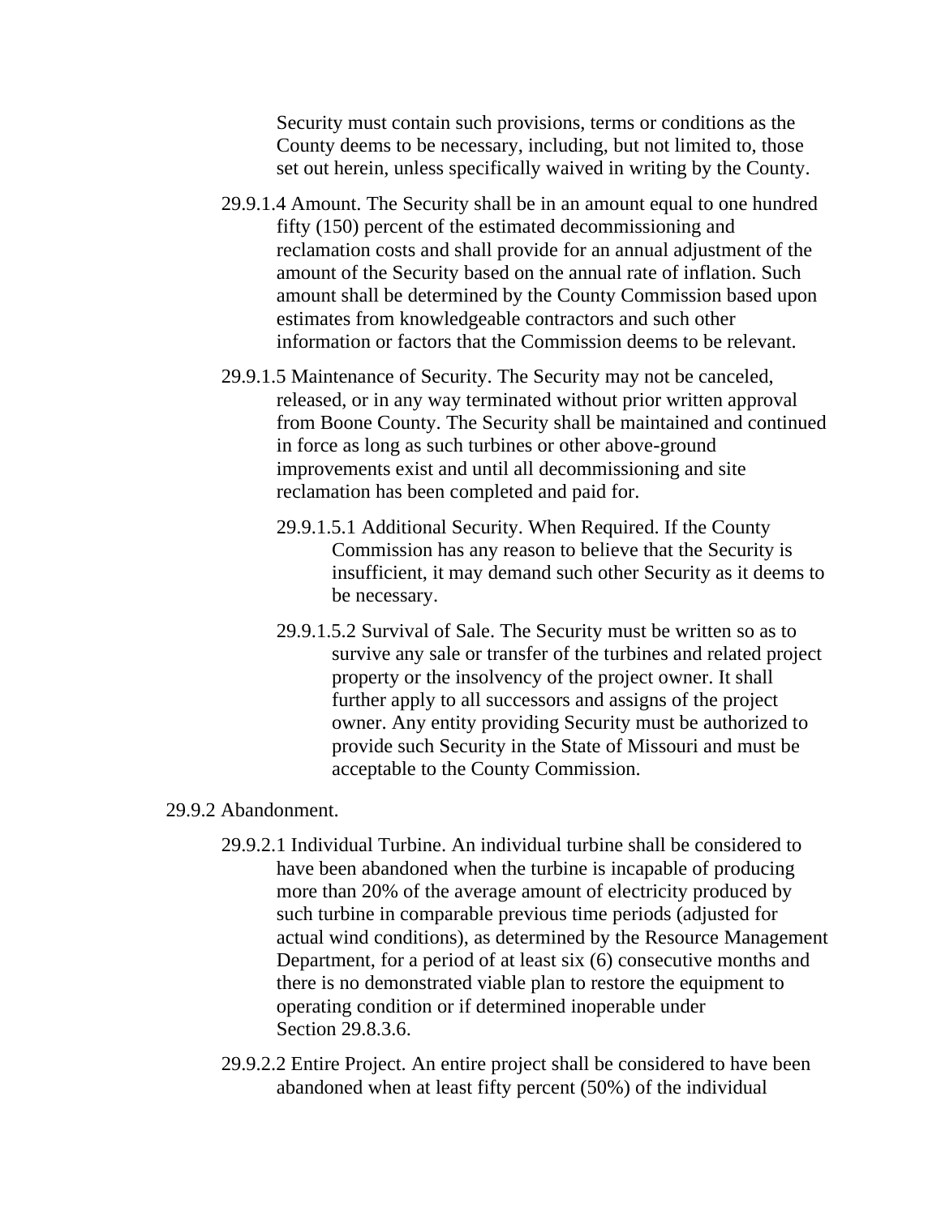Security must contain such provisions, terms or conditions as the County deems to be necessary, including, but not limited to, those set out herein, unless specifically waived in writing by the County.

29.9.1.4 Amount. The Security shall be in an amount equal to one hundred fifty (150) percent of the estimated decommissioning and reclamation costs and shall provide for an annual adjustment of the amount of the Security based on the annual rate of inflation. Such amount shall be determined by the County Commission based upon estimates from knowledgeable contractors and such other information or factors that the Commission deems to be relevant.

29.9.1.5 Maintenance of Security. The Security may not be canceled, released, or in any way terminated without prior written approval from Boone County. The Security shall be maintained and continued in force as long as such turbines or other above-ground improvements exist and until all decommissioning and site reclamation has been completed and paid for.

29.9.1.5.1 Additional Security. When Required. If the County Commission has any reason to believe that the Security is insufficient, it may demand such other Security as it deems to be necessary.

29.9.1.5.2 Survival of Sale. The Security must be written so as to survive any sale or transfer of the turbines and related project property or the insolvency of the project owner. It shall further apply to all successors and assigns of the project owner. Any entity providing Security must be authorized to provide such Security in the State of Missouri and must be acceptable to the County Commission.

29.9.2 Abandonment.

29.9.2.1 Individual Turbine. An individual turbine shall be considered to have been abandoned when the turbine is incapable of producing more than 20% of the average amount of electricity produced by such turbine in comparable previous time periods (adjusted for actual wind conditions), as determined by the Resource Management Department, for a period of at least six (6) consecutive months and there is no demonstrated viable plan to restore the equipment to operating condition or if determined inoperable under Section 29.8.3.6.

29.9.2.2 Entire Project. An entire project shall be considered to have been abandoned when at least fifty percent (50%) of the individual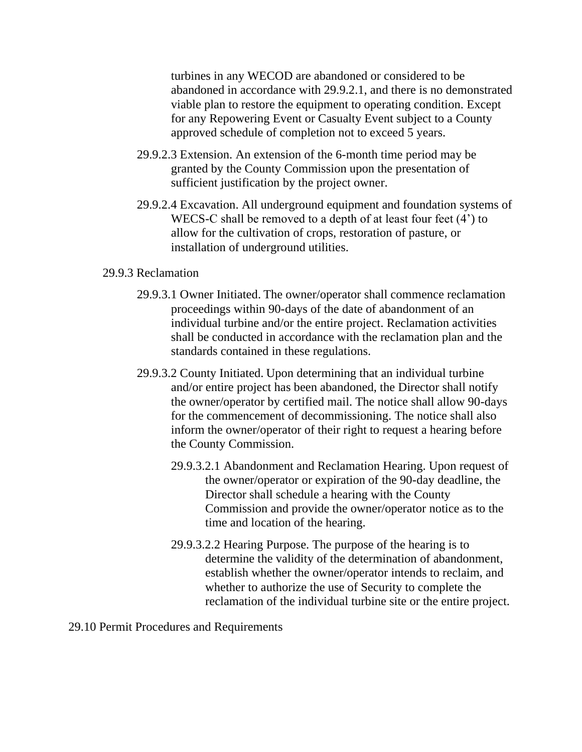turbines in any WECOD are abandoned or considered to be abandoned in accordance with 29.9.2.1, and there is no demonstrated viable plan to restore the equipment to operating condition. Except for any Repowering Event or Casualty Event subject to a County approved schedule of completion not to exceed 5 years.

29.9.2.3 Extension. An extension of the 6-month time period may be granted by the County Commission upon the presentation of sufficient justification by the project owner.

29.9.2.4 Excavation. All underground equipment and foundation systems of WECS-C shall be removed to a depth of at least four feet (4’) to allow for the cultivation of crops, restoration of pasture, or installation of underground utilities.

29.9.3 Reclamation

29.9.3.1 Owner Initiated. The owner/operator shall commence reclamation proceedings within 90-days of the date of abandonment of an individual turbine and/or the entire project. Reclamation activities shall be conducted in accordance with the reclamation plan and the standards contained in these regulations.

29.9.3.2 County Initiated. Upon determining that an individual turbine and/or entire project has been abandoned, the Director shall notify the owner/operator by certified mail. The notice shall allow 90-days for the commencement of decommissioning. The notice shall also inform the owner/operator of their right to request a hearing before the County Commission.

29.9.3.2.1 Abandonment and Reclamation Hearing. Upon request of the owner/operator or expiration of the 90-day deadline, the Director shall schedule a hearing with the County Commission and provide the owner/operator notice as to the time and location of the hearing.

29.9.3.2.2 Hearing Purpose. The purpose of the hearing is to determine the validity of the determination of abandonment, establish whether the owner/operator intends to reclaim, and whether to authorize the use of Security to complete the reclamation of the individual turbine site or the entire project.

29.10 Permit Procedures and Requirements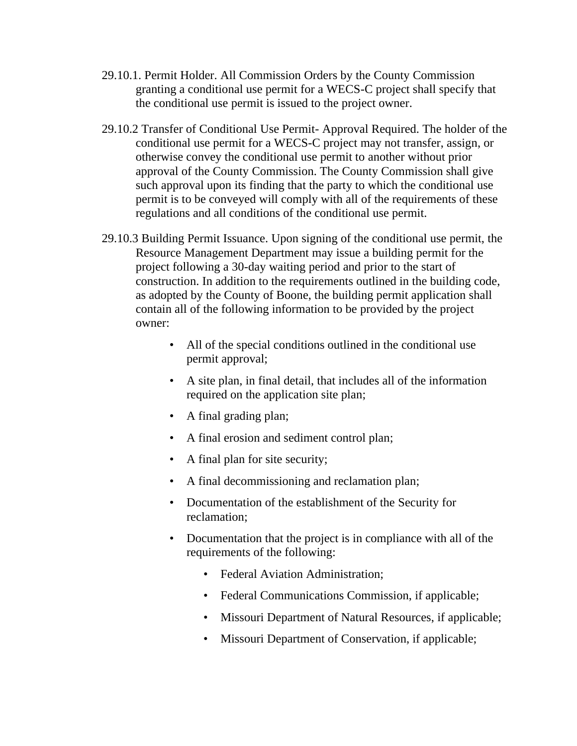29.10.1. Permit Holder. All Commission Orders by the County Commission granting a conditional use permit for a WECS-C project shall specify that the conditional use permit is issued to the project owner.

29.10.2 Transfer of Conditional Use Permit- Approval Required. The holder of the conditional use permit for a WECS-C project may not transfer, assign, or otherwise convey the conditional use permit to another without prior approval of the County Commission. The County Commission shall give such approval upon its finding that the party to which the conditional use permit is to be conveyed will comply with all of the requirements of these regulations and all conditions of the conditional use permit.

29.10.3 Building Permit Issuance. Upon signing of the conditional use permit, the Resource Management Department may issue a building permit for the project following a 30-day waiting period and prior to the start of construction. In addition to the requirements outlined in the building code, as adopted by the County of Boone, the building permit application shall contain all of the following information to be provided by the project owner:

- All of the special conditions outlined in the conditional use permit approval;
- A site plan, in final detail, that includes all of the information required on the application site plan;
- A final grading plan;
- A final erosion and sediment control plan;
- A final plan for site security;
- A final decommissioning and reclamation plan;
- Documentation of the establishment of the Security for reclamation;
- Documentation that the project is in compliance with all of the requirements of the following:
  - Federal Aviation Administration;
  - Federal Communications Commission, if applicable;
  - Missouri Department of Natural Resources, if applicable;
  - Missouri Department of Conservation, if applicable;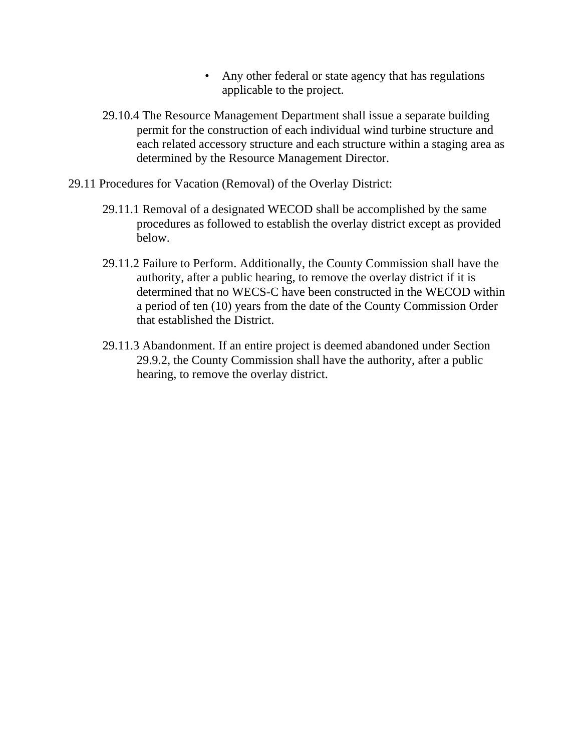- Any other federal or state agency that has regulations applicable to the project.

29.10.4 The Resource Management Department shall issue a separate building permit for the construction of each individual wind turbine structure and each related accessory structure and each structure within a staging area as determined by the Resource Management Director.

29.11 Procedures for Vacation (Removal) of the Overlay District:

29.11.1 Removal of a designated WECOD shall be accomplished by the same procedures as followed to establish the overlay district except as provided below.

29.11.2 Failure to Perform. Additionally, the County Commission shall have the authority, after a public hearing, to remove the overlay district if it is determined that no WECS-C have been constructed in the WECOD within a period of ten (10) years from the date of the County Commission Order that established the District.

29.11.3 Abandonment. If an entire project is deemed abandoned under Section 29.9.2, the County Commission shall have the authority, after a public hearing, to remove the overlay district.